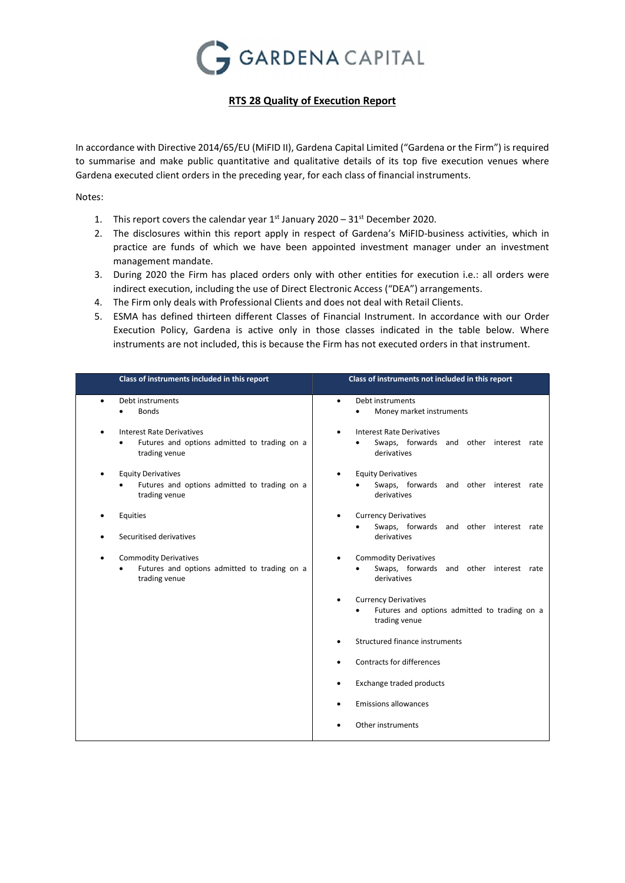GARDENA CAPITAL

# RTS 28 Quality of Execution Report

In accordance with Directive 2014/65/EU (MiFID II), Gardena Capital Limited ("Gardena or the Firm") is required to summarise and make public quantitative and qualitative details of its top five execution venues where Gardena executed client orders in the preceding year, for each class of financial instruments.

Notes:

1. This report covers the calendar year 1st January 2020 – 31st December 2020.
2. The disclosures within this report apply in respect of Gardena's MiFID-business activities, which in practice are funds of which we have been appointed investment manager under an investment management mandate.
3. During 2020 the Firm has placed orders only with other entities for execution i.e.: all orders were indirect execution, including the use of Direct Electronic Access ("DEA") arrangements.
4. The Firm only deals with Professional Clients and does not deal with Retail Clients.
5. ESMA has defined thirteen different Classes of Financial Instrument. In accordance with our Order Execution Policy, Gardena is active only in those classes indicated in the table below. Where instruments are not included, this is because the Firm has not executed orders in that instrument.

| Class of instruments included in this report | Class of instruments not included in this report |
|---|---|
| • Debt instruments<br>&nbsp;&nbsp;• Bonds | • Debt instruments<br>&nbsp;&nbsp;• Money market instruments |
| • Interest Rate Derivatives<br>&nbsp;&nbsp;• Futures and options admitted to trading on a trading venue | • Interest Rate Derivatives<br>&nbsp;&nbsp;• Swaps, forwards and other interest rate derivatives |
| • Equity Derivatives<br>&nbsp;&nbsp;• Futures and options admitted to trading on a trading venue | • Equity Derivatives<br>&nbsp;&nbsp;• Swaps, forwards and other interest rate derivatives |
| • Equities<br><br>• Securitised derivatives | • Currency Derivatives<br>&nbsp;&nbsp;• Swaps, forwards and other interest rate derivatives |
| • Commodity Derivatives<br>&nbsp;&nbsp;• Futures and options admitted to trading on a trading venue | • Commodity Derivatives<br>&nbsp;&nbsp;• Swaps, forwards and other interest rate derivatives |
| | • Currency Derivatives<br>&nbsp;&nbsp;• Futures and options admitted to trading on a trading venue |
| | • Structured finance instruments |
| | • Contracts for differences |
| | • Exchange traded products |
| | • Emissions allowances |
| | • Other instruments |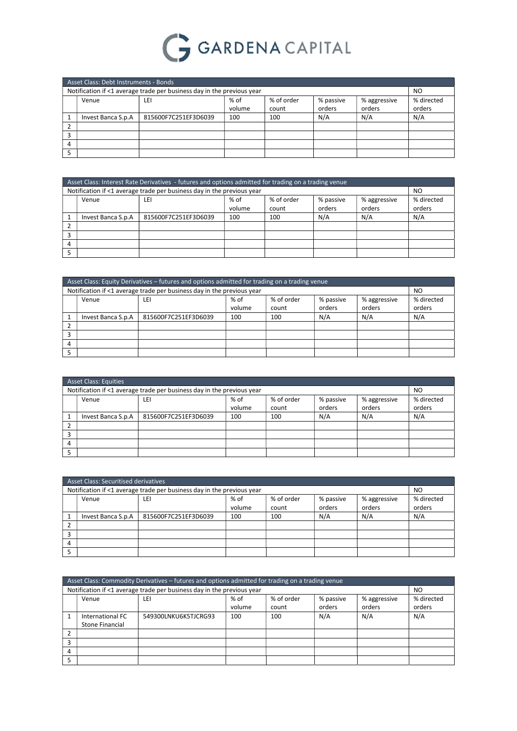# GARDENA CAPITAL

| Asset Class: Debt Instruments - Bonds | | | | | | | |
|---|---|---|---|---|---|---|---|
| Notification if <1 average trade per business day in the previous year | | | | | | | NO |
| | Venue | LEI | % of volume | % of order count | % passive orders | % aggressive orders | % directed orders |
| 1 | Invest Banca S.p.A | 815600F7C251EF3D6039 | 100 | 100 | N/A | N/A | N/A |
| 2 | | | | | | | |
| 3 | | | | | | | |
| 4 | | | | | | | |
| 5 | | | | | | | |

| Asset Class: Interest Rate Derivatives - futures and options admitted for trading on a trading venue | | | | | | | |
|---|---|---|---|---|---|---|---|
| Notification if <1 average trade per business day in the previous year | | | | | | | NO |
| | Venue | LEI | % of volume | % of order count | % passive orders | % aggressive orders | % directed orders |
| 1 | Invest Banca S.p.A | 815600F7C251EF3D6039 | 100 | 100 | N/A | N/A | N/A |
| 2 | | | | | | | |
| 3 | | | | | | | |
| 4 | | | | | | | |
| 5 | | | | | | | |

| Asset Class: Equity Derivatives – futures and options admitted for trading on a trading venue | | | | | | | |
|---|---|---|---|---|---|---|---|
| Notification if <1 average trade per business day in the previous year | | | | | | | NO |
| | Venue | LEI | % of volume | % of order count | % passive orders | % aggressive orders | % directed orders |
| 1 | Invest Banca S.p.A | 815600F7C251EF3D6039 | 100 | 100 | N/A | N/A | N/A |
| 2 | | | | | | | |
| 3 | | | | | | | |
| 4 | | | | | | | |
| 5 | | | | | | | |

| Asset Class: Equities | | | | | | | |
|---|---|---|---|---|---|---|---|
| Notification if <1 average trade per business day in the previous year | | | | | | | NO |
| | Venue | LEI | % of volume | % of order count | % passive orders | % aggressive orders | % directed orders |
| 1 | Invest Banca S.p.A | 815600F7C251EF3D6039 | 100 | 100 | N/A | N/A | N/A |
| 2 | | | | | | | |
| 3 | | | | | | | |
| 4 | | | | | | | |
| 5 | | | | | | | |

| Asset Class: Securitised derivatives | | | | | | | |
|---|---|---|---|---|---|---|---|
| Notification if <1 average trade per business day in the previous year | | | | | | | NO |
| | Venue | LEI | % of volume | % of order count | % passive orders | % aggressive orders | % directed orders |
| 1 | Invest Banca S.p.A | 815600F7C251EF3D6039 | 100 | 100 | N/A | N/A | N/A |
| 2 | | | | | | | |
| 3 | | | | | | | |
| 4 | | | | | | | |
| 5 | | | | | | | |

| Asset Class: Commodity Derivatives – futures and options admitted for trading on a trading venue | | | | | | | |
|---|---|---|---|---|---|---|---|
| Notification if <1 average trade per business day in the previous year | | | | | | | NO |
| | Venue | LEI | % of volume | % of order count | % passive orders | % aggressive orders | % directed orders |
| 1 | International FC Stone Financial | 549300LNKU6K5TJCRG93 | 100 | 100 | N/A | N/A | N/A |
| 2 | | | | | | | |
| 3 | | | | | | | |
| 4 | | | | | | | |
| 5 | | | | | | | |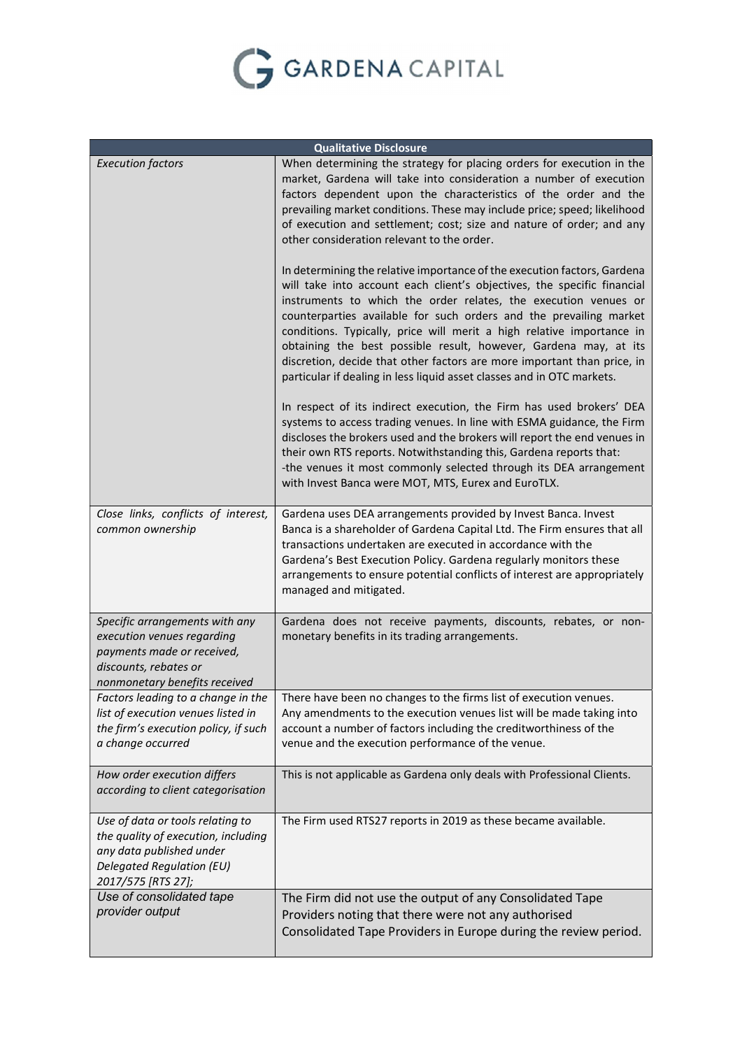| Qualitative Disclosure | |
|---|---|
| *Execution factors* | When determining the strategy for placing orders for execution in the market, Gardena will take into consideration a number of execution factors dependent upon the characteristics of the order and the prevailing market conditions. These may include price; speed; likelihood of execution and settlement; cost; size and nature of order; and any other consideration relevant to the order.<br><br>In determining the relative importance of the execution factors, Gardena will take into account each client's objectives, the specific financial instruments to which the order relates, the execution venues or counterparties available for such orders and the prevailing market conditions. Typically, price will merit a high relative importance in obtaining the best possible result, however, Gardena may, at its discretion, decide that other factors are more important than price, in particular if dealing in less liquid asset classes and in OTC markets.<br><br>In respect of its indirect execution, the Firm has used brokers' DEA systems to access trading venues. In line with ESMA guidance, the Firm discloses the brokers used and the brokers will report the end venues in their own RTS reports. Notwithstanding this, Gardena reports that:<br>-the venues it most commonly selected through its DEA arrangement with Invest Banca were MOT, MTS, Eurex and EuroTLX. |
| *Close links, conflicts of interest, common ownership* | Gardena uses DEA arrangements provided by Invest Banca. Invest Banca is a shareholder of Gardena Capital Ltd. The Firm ensures that all transactions undertaken are executed in accordance with the Gardena's Best Execution Policy. Gardena regularly monitors these arrangements to ensure potential conflicts of interest are appropriately managed and mitigated. |
| *Specific arrangements with any execution venues regarding payments made or received, discounts, rebates or nonmonetary benefits received* | Gardena does not receive payments, discounts, rebates, or non-monetary benefits in its trading arrangements. |
| *Factors leading to a change in the list of execution venues listed in the firm's execution policy, if such a change occurred* | There have been no changes to the firms list of execution venues. Any amendments to the execution venues list will be made taking into account a number of factors including the creditworthiness of the venue and the execution performance of the venue. |
| *How order execution differs according to client categorisation* | This is not applicable as Gardena only deals with Professional Clients. |
| *Use of data or tools relating to the quality of execution, including any data published under Delegated Regulation (EU) 2017/575 [RTS 27];* | The Firm used RTS27 reports in 2019 as these became available. |
| *Use of consolidated tape provider output* | The Firm did not use the output of any Consolidated Tape Providers noting that there were not any authorised Consolidated Tape Providers in Europe during the review period. |